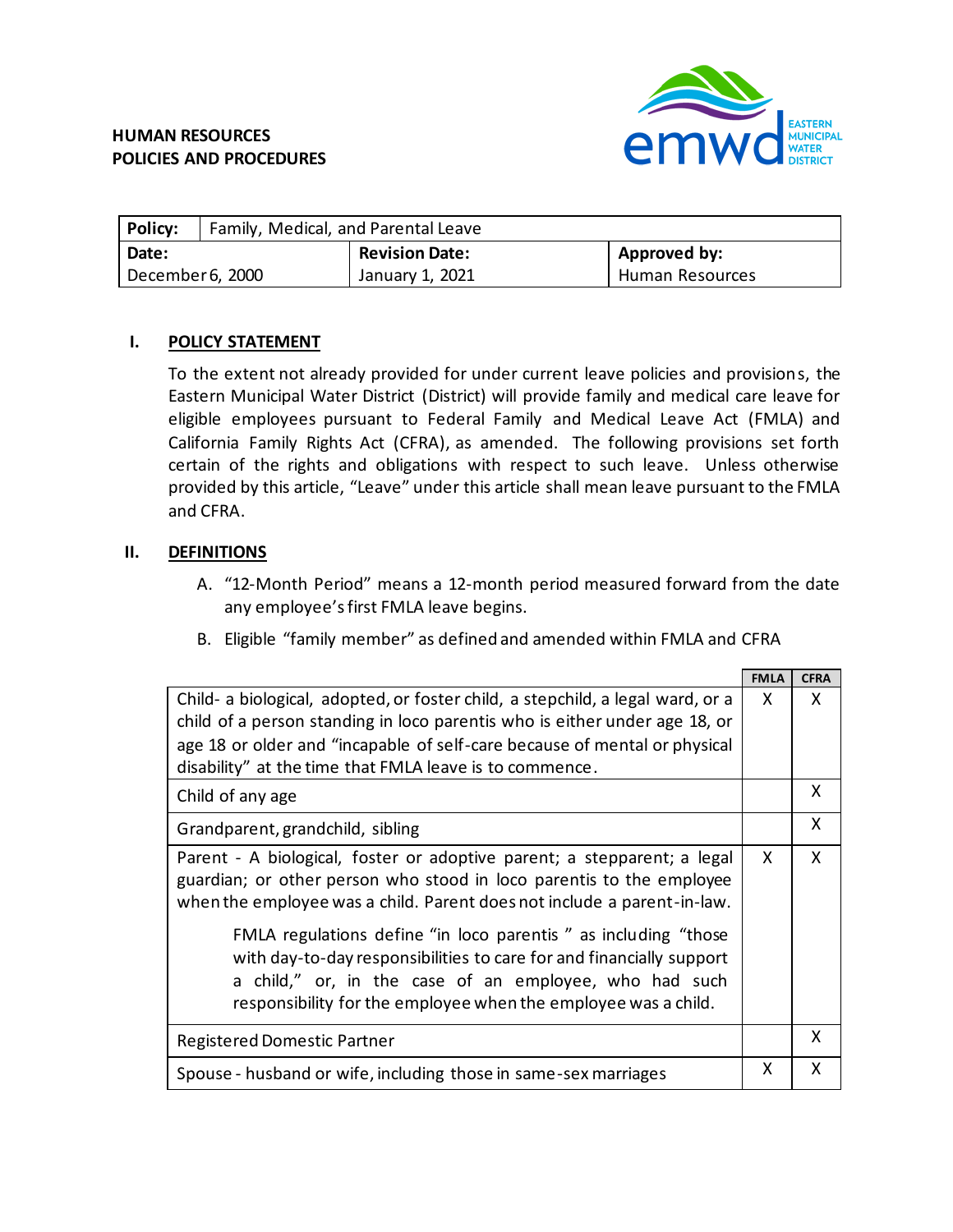**HUMAN RESOURCES**
**POLICIES AND PROCEDURES**

| **Policy:** | Family, Medical, and Parental Leave | |
|---|---|---|
| **Date:** December 6, 2000 | **Revision Date:** January 1, 2021 | **Approved by:** Human Resources |

## I. POLICY STATEMENT

To the extent not already provided for under current leave policies and provisions, the Eastern Municipal Water District (District) will provide family and medical care leave for eligible employees pursuant to Federal Family and Medical Leave Act (FMLA) and California Family Rights Act (CFRA), as amended. The following provisions set forth certain of the rights and obligations with respect to such leave. Unless otherwise provided by this article, "Leave" under this article shall mean leave pursuant to the FMLA and CFRA.

## II. DEFINITIONS

A. "12-Month Period" means a 12-month period measured forward from the date any employee's first FMLA leave begins.

B. Eligible "family member" as defined and amended within FMLA and CFRA

| | FMLA | CFRA |
|---|---|---|
| Child- a biological, adopted, or foster child, a stepchild, a legal ward, or a child of a person standing in loco parentis who is either under age 18, or age 18 or older and "incapable of self-care because of mental or physical disability" at the time that FMLA leave is to commence. | X | X |
| Child of any age | | X |
| Grandparent, grandchild, sibling | | X |
| Parent - A biological, foster or adoptive parent; a stepparent; a legal guardian; or other person who stood in loco parentis to the employee when the employee was a child. Parent does not include a parent-in-law. FMLA regulations define "in loco parentis " as including "those with day-to-day responsibilities to care for and financially support a child," or, in the case of an employee, who had such responsibility for the employee when the employee was a child. | X | X |
| Registered Domestic Partner | | X |
| Spouse - husband or wife, including those in same-sex marriages | X | X |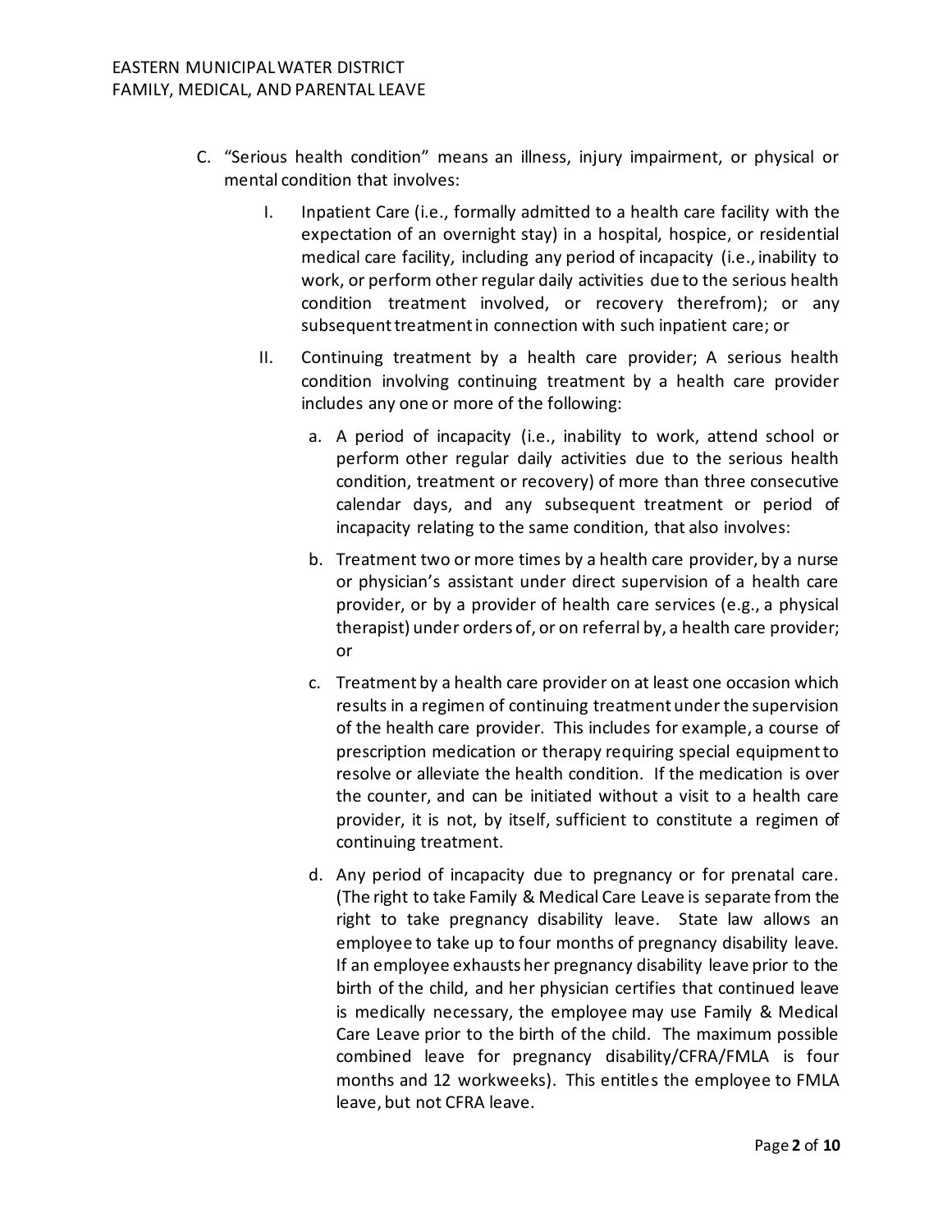C. "Serious health condition" means an illness, injury impairment, or physical or mental condition that involves:

   I. Inpatient Care (i.e., formally admitted to a health care facility with the expectation of an overnight stay) in a hospital, hospice, or residential medical care facility, including any period of incapacity (i.e., inability to work, or perform other regular daily activities due to the serious health condition treatment involved, or recovery therefrom); or any subsequent treatment in connection with such inpatient care; or

   II. Continuing treatment by a health care provider; A serious health condition involving continuing treatment by a health care provider includes any one or more of the following:

      a. A period of incapacity (i.e., inability to work, attend school or perform other regular daily activities due to the serious health condition, treatment or recovery) of more than three consecutive calendar days, and any subsequent treatment or period of incapacity relating to the same condition, that also involves:

      b. Treatment two or more times by a health care provider, by a nurse or physician's assistant under direct supervision of a health care provider, or by a provider of health care services (e.g., a physical therapist) under orders of, or on referral by, a health care provider; or

      c. Treatment by a health care provider on at least one occasion which results in a regimen of continuing treatment under the supervision of the health care provider. This includes for example, a course of prescription medication or therapy requiring special equipment to resolve or alleviate the health condition. If the medication is over the counter, and can be initiated without a visit to a health care provider, it is not, by itself, sufficient to constitute a regimen of continuing treatment.

      d. Any period of incapacity due to pregnancy or for prenatal care. (The right to take Family & Medical Care Leave is separate from the right to take pregnancy disability leave. State law allows an employee to take up to four months of pregnancy disability leave. If an employee exhausts her pregnancy disability leave prior to the birth of the child, and her physician certifies that continued leave is medically necessary, the employee may use Family & Medical Care Leave prior to the birth of the child. The maximum possible combined leave for pregnancy disability/CFRA/FMLA is four months and 12 workweeks). This entitles the employee to FMLA leave, but not CFRA leave.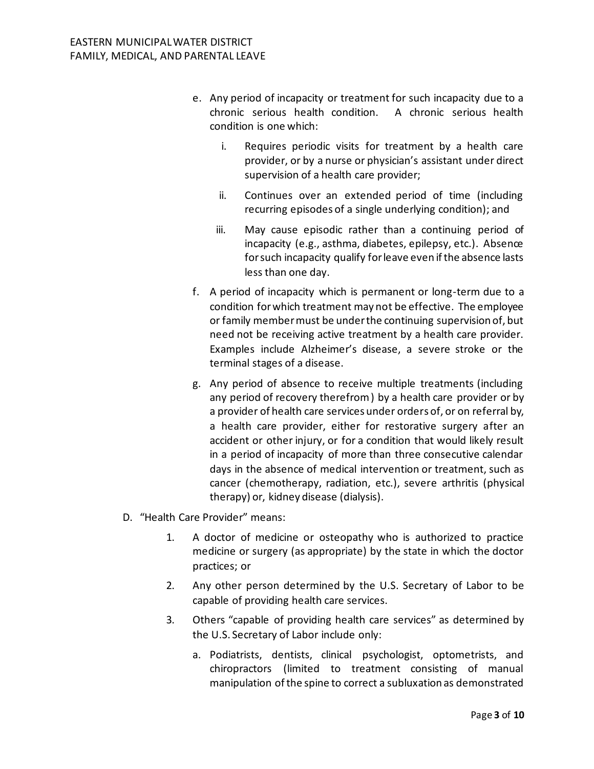e. Any period of incapacity or treatment for such incapacity due to a chronic serious health condition. A chronic serious health condition is one which:

   i. Requires periodic visits for treatment by a health care provider, or by a nurse or physician's assistant under direct supervision of a health care provider;

   ii. Continues over an extended period of time (including recurring episodes of a single underlying condition); and

   iii. May cause episodic rather than a continuing period of incapacity (e.g., asthma, diabetes, epilepsy, etc.). Absence for such incapacity qualify for leave even if the absence lasts less than one day.

f. A period of incapacity which is permanent or long-term due to a condition for which treatment may not be effective. The employee or family member must be under the continuing supervision of, but need not be receiving active treatment by a health care provider. Examples include Alzheimer's disease, a severe stroke or the terminal stages of a disease.

g. Any period of absence to receive multiple treatments (including any period of recovery therefrom) by a health care provider or by a provider of health care services under orders of, or on referral by, a health care provider, either for restorative surgery after an accident or other injury, or for a condition that would likely result in a period of incapacity of more than three consecutive calendar days in the absence of medical intervention or treatment, such as cancer (chemotherapy, radiation, etc.), severe arthritis (physical therapy) or, kidney disease (dialysis).

D. "Health Care Provider" means:

   1. A doctor of medicine or osteopathy who is authorized to practice medicine or surgery (as appropriate) by the state in which the doctor practices; or

   2. Any other person determined by the U.S. Secretary of Labor to be capable of providing health care services.

   3. Others "capable of providing health care services" as determined by the U.S. Secretary of Labor include only:

      a. Podiatrists, dentists, clinical psychologist, optometrists, and chiropractors (limited to treatment consisting of manual manipulation of the spine to correct a subluxation as demonstrated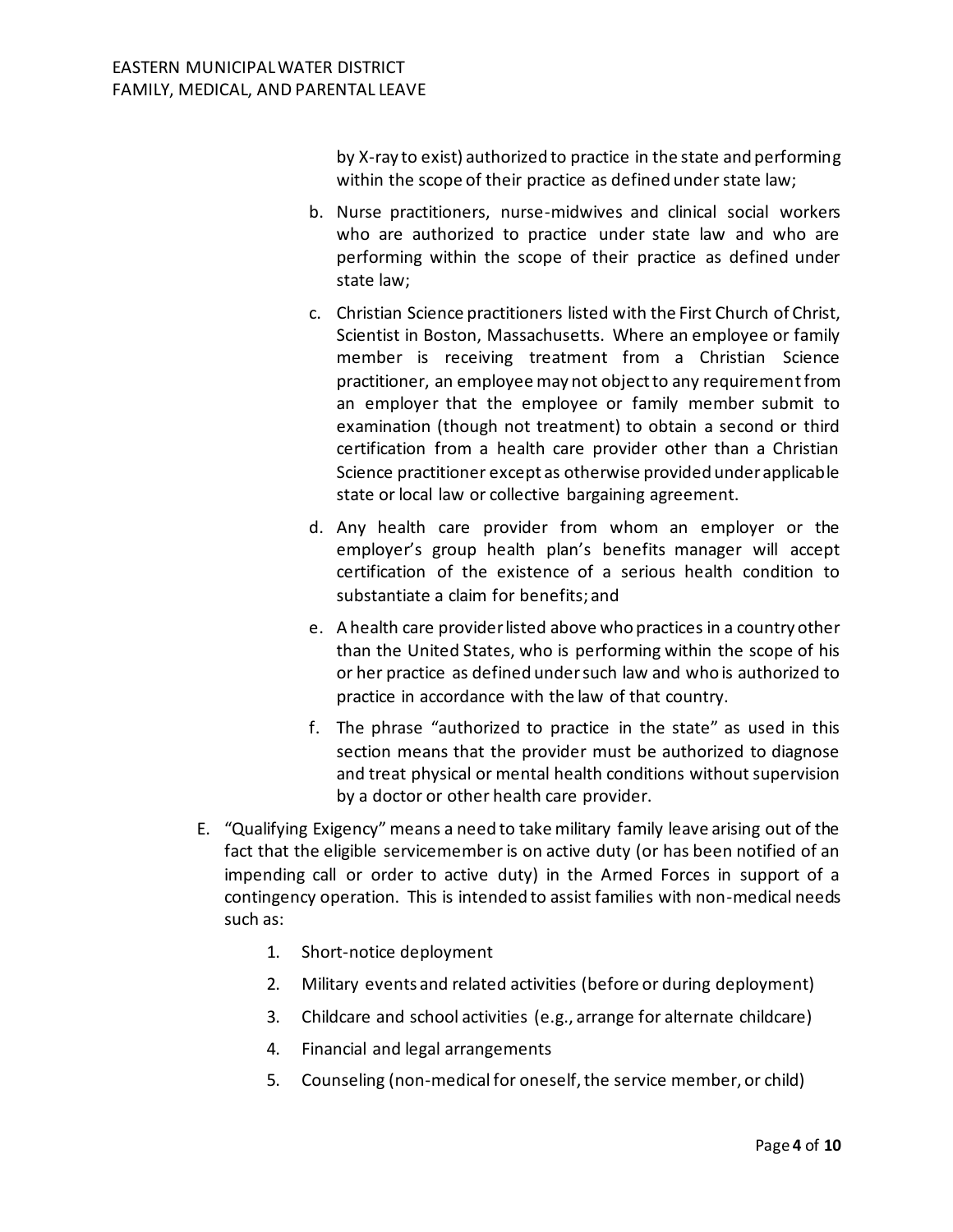by X-ray to exist) authorized to practice in the state and performing within the scope of their practice as defined under state law;

b. Nurse practitioners, nurse-midwives and clinical social workers who are authorized to practice under state law and who are performing within the scope of their practice as defined under state law;

c. Christian Science practitioners listed with the First Church of Christ, Scientist in Boston, Massachusetts. Where an employee or family member is receiving treatment from a Christian Science practitioner, an employee may not object to any requirement from an employer that the employee or family member submit to examination (though not treatment) to obtain a second or third certification from a health care provider other than a Christian Science practitioner except as otherwise provided under applicable state or local law or collective bargaining agreement.

d. Any health care provider from whom an employer or the employer's group health plan's benefits manager will accept certification of the existence of a serious health condition to substantiate a claim for benefits; and

e. A health care provider listed above who practices in a country other than the United States, who is performing within the scope of his or her practice as defined under such law and who is authorized to practice in accordance with the law of that country.

f. The phrase "authorized to practice in the state" as used in this section means that the provider must be authorized to diagnose and treat physical or mental health conditions without supervision by a doctor or other health care provider.

E. "Qualifying Exigency" means a need to take military family leave arising out of the fact that the eligible servicemember is on active duty (or has been notified of an impending call or order to active duty) in the Armed Forces in support of a contingency operation. This is intended to assist families with non-medical needs such as:

1. Short-notice deployment
2. Military events and related activities (before or during deployment)
3. Childcare and school activities (e.g., arrange for alternate childcare)
4. Financial and legal arrangements
5. Counseling (non-medical for oneself, the service member, or child)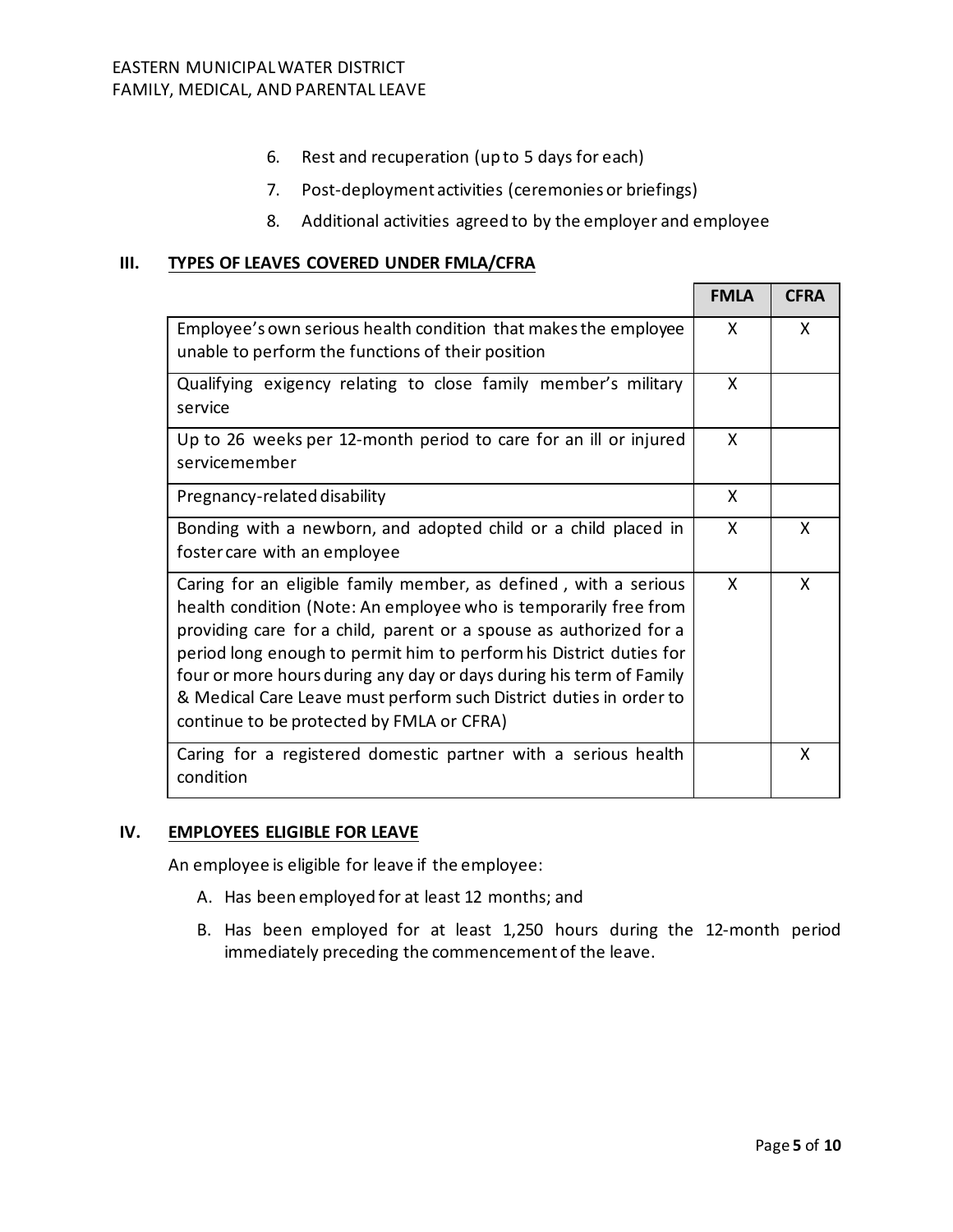6. Rest and recuperation (up to 5 days for each)
7. Post-deployment activities (ceremonies or briefings)
8. Additional activities agreed to by the employer and employee

## III. TYPES OF LEAVES COVERED UNDER FMLA/CFRA

| | FMLA | CFRA |
|---|---|---|
| Employee's own serious health condition that makes the employee unable to perform the functions of their position | X | X |
| Qualifying exigency relating to close family member's military service | X | |
| Up to 26 weeks per 12-month period to care for an ill or injured servicemember | X | |
| Pregnancy-related disability | X | |
| Bonding with a newborn, and adopted child or a child placed in foster care with an employee | X | X |
| Caring for an eligible family member, as defined , with a serious health condition (Note: An employee who is temporarily free from providing care for a child, parent or a spouse as authorized for a period long enough to permit him to perform his District duties for four or more hours during any day or days during his term of Family & Medical Care Leave must perform such District duties in order to continue to be protected by FMLA or CFRA) | X | X |
| Caring for a registered domestic partner with a serious health condition | | X |

## IV. EMPLOYEES ELIGIBLE FOR LEAVE

An employee is eligible for leave if the employee:

A. Has been employed for at least 12 months; and

B. Has been employed for at least 1,250 hours during the 12-month period immediately preceding the commencement of the leave.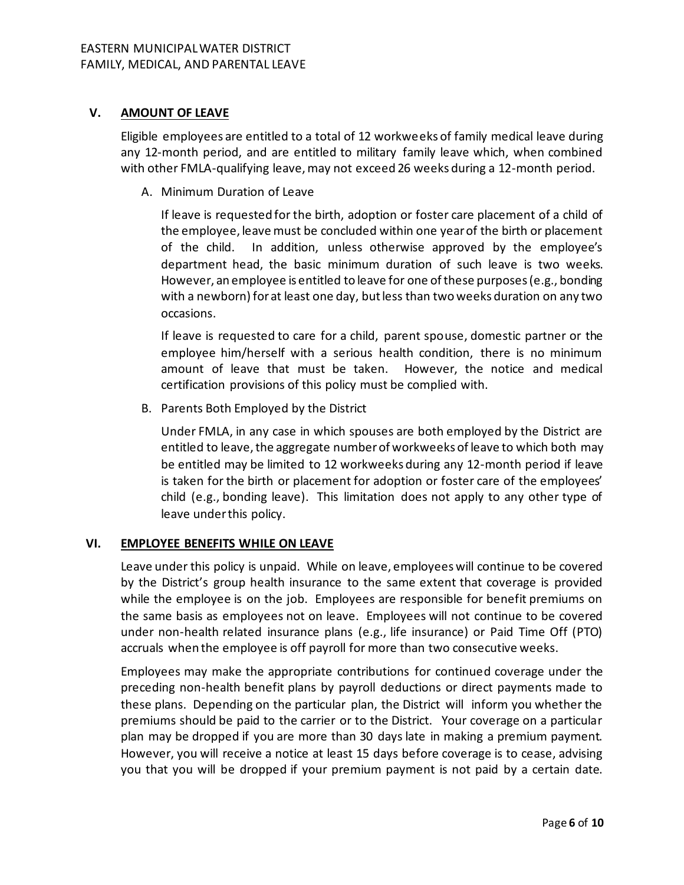## V. AMOUNT OF LEAVE

Eligible employees are entitled to a total of 12 workweeks of family medical leave during any 12-month period, and are entitled to military family leave which, when combined with other FMLA-qualifying leave, may not exceed 26 weeks during a 12-month period.

A. Minimum Duration of Leave

If leave is requested for the birth, adoption or foster care placement of a child of the employee, leave must be concluded within one year of the birth or placement of the child. In addition, unless otherwise approved by the employee's department head, the basic minimum duration of such leave is two weeks. However, an employee is entitled to leave for one of these purposes (e.g., bonding with a newborn) for at least one day, but less than two weeks duration on any two occasions.

If leave is requested to care for a child, parent spouse, domestic partner or the employee him/herself with a serious health condition, there is no minimum amount of leave that must be taken. However, the notice and medical certification provisions of this policy must be complied with.

B. Parents Both Employed by the District

Under FMLA, in any case in which spouses are both employed by the District are entitled to leave, the aggregate number of workweeks of leave to which both may be entitled may be limited to 12 workweeks during any 12-month period if leave is taken for the birth or placement for adoption or foster care of the employees' child (e.g., bonding leave). This limitation does not apply to any other type of leave under this policy.

## VI. EMPLOYEE BENEFITS WHILE ON LEAVE

Leave under this policy is unpaid. While on leave, employees will continue to be covered by the District's group health insurance to the same extent that coverage is provided while the employee is on the job. Employees are responsible for benefit premiums on the same basis as employees not on leave. Employees will not continue to be covered under non-health related insurance plans (e.g., life insurance) or Paid Time Off (PTO) accruals when the employee is off payroll for more than two consecutive weeks.

Employees may make the appropriate contributions for continued coverage under the preceding non-health benefit plans by payroll deductions or direct payments made to these plans. Depending on the particular plan, the District will inform you whether the premiums should be paid to the carrier or to the District. Your coverage on a particular plan may be dropped if you are more than 30 days late in making a premium payment. However, you will receive a notice at least 15 days before coverage is to cease, advising you that you will be dropped if your premium payment is not paid by a certain date.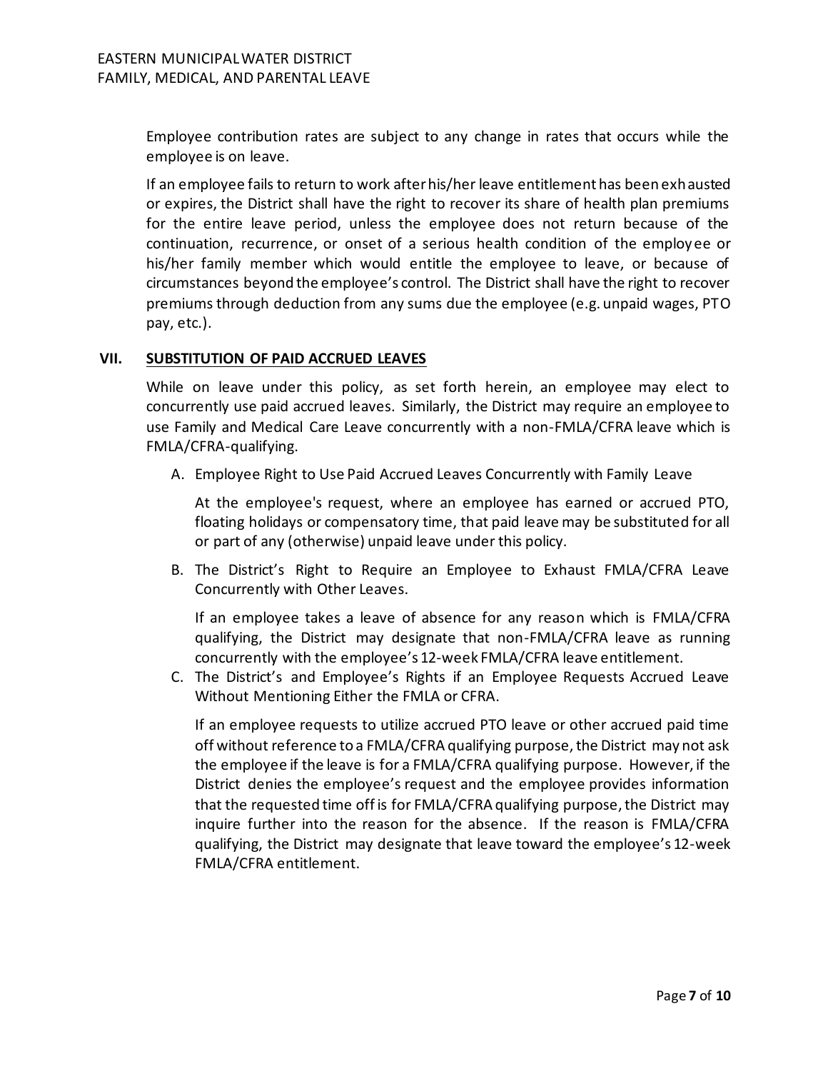Employee contribution rates are subject to any change in rates that occurs while the employee is on leave.

If an employee fails to return to work after his/her leave entitlement has been exhausted or expires, the District shall have the right to recover its share of health plan premiums for the entire leave period, unless the employee does not return because of the continuation, recurrence, or onset of a serious health condition of the employee or his/her family member which would entitle the employee to leave, or because of circumstances beyond the employee's control. The District shall have the right to recover premiums through deduction from any sums due the employee (e.g. unpaid wages, PTO pay, etc.).

## VII. SUBSTITUTION OF PAID ACCRUED LEAVES

While on leave under this policy, as set forth herein, an employee may elect to concurrently use paid accrued leaves. Similarly, the District may require an employee to use Family and Medical Care Leave concurrently with a non-FMLA/CFRA leave which is FMLA/CFRA-qualifying.

A. Employee Right to Use Paid Accrued Leaves Concurrently with Family Leave

At the employee's request, where an employee has earned or accrued PTO, floating holidays or compensatory time, that paid leave may be substituted for all or part of any (otherwise) unpaid leave under this policy.

B. The District's Right to Require an Employee to Exhaust FMLA/CFRA Leave Concurrently with Other Leaves.

If an employee takes a leave of absence for any reason which is FMLA/CFRA qualifying, the District may designate that non-FMLA/CFRA leave as running concurrently with the employee's 12-week FMLA/CFRA leave entitlement.

C. The District's and Employee's Rights if an Employee Requests Accrued Leave Without Mentioning Either the FMLA or CFRA.

If an employee requests to utilize accrued PTO leave or other accrued paid time off without reference to a FMLA/CFRA qualifying purpose, the District may not ask the employee if the leave is for a FMLA/CFRA qualifying purpose. However, if the District denies the employee's request and the employee provides information that the requested time off is for FMLA/CFRA qualifying purpose, the District may inquire further into the reason for the absence. If the reason is FMLA/CFRA qualifying, the District may designate that leave toward the employee's 12-week FMLA/CFRA entitlement.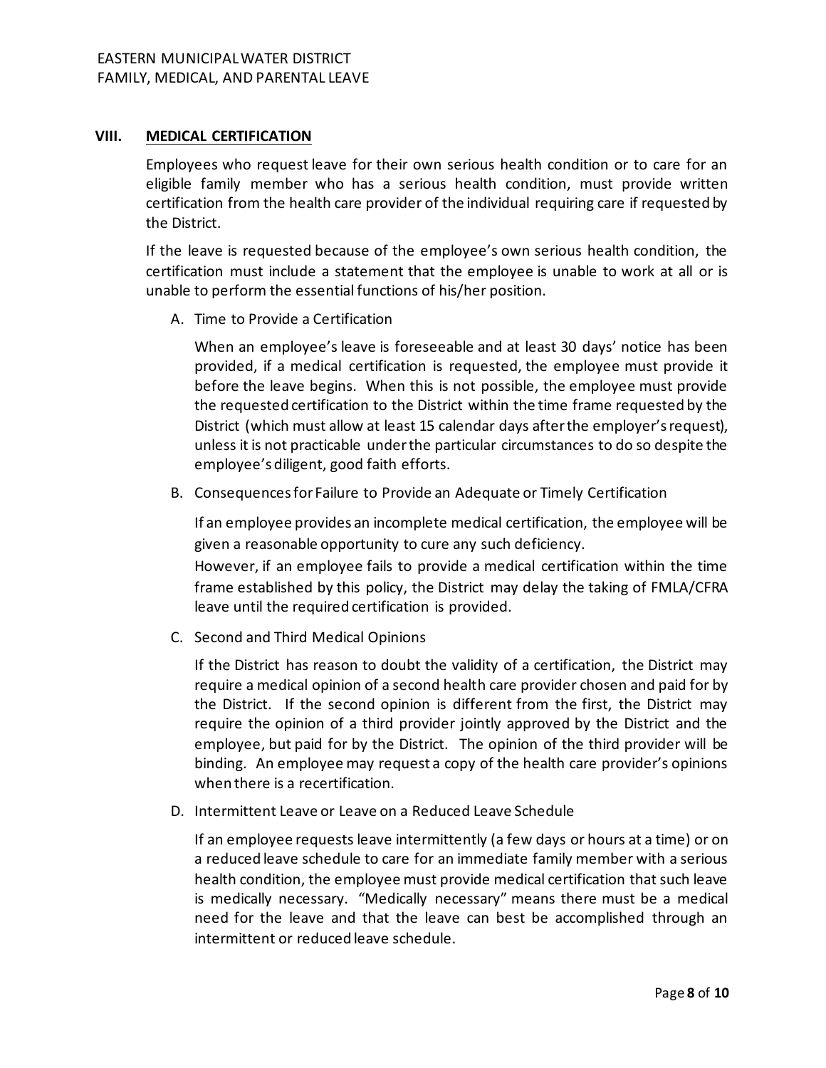## VIII. MEDICAL CERTIFICATION

Employees who request leave for their own serious health condition or to care for an eligible family member who has a serious health condition, must provide written certification from the health care provider of the individual requiring care if requested by the District.

If the leave is requested because of the employee's own serious health condition, the certification must include a statement that the employee is unable to work at all or is unable to perform the essential functions of his/her position.

A. Time to Provide a Certification

When an employee's leave is foreseeable and at least 30 days' notice has been provided, if a medical certification is requested, the employee must provide it before the leave begins. When this is not possible, the employee must provide the requested certification to the District within the time frame requested by the District (which must allow at least 15 calendar days after the employer's request), unless it is not practicable under the particular circumstances to do so despite the employee's diligent, good faith efforts.

B. Consequences for Failure to Provide an Adequate or Timely Certification

If an employee provides an incomplete medical certification, the employee will be given a reasonable opportunity to cure any such deficiency.

However, if an employee fails to provide a medical certification within the time frame established by this policy, the District may delay the taking of FMLA/CFRA leave until the required certification is provided.

C. Second and Third Medical Opinions

If the District has reason to doubt the validity of a certification, the District may require a medical opinion of a second health care provider chosen and paid for by the District. If the second opinion is different from the first, the District may require the opinion of a third provider jointly approved by the District and the employee, but paid for by the District. The opinion of the third provider will be binding. An employee may request a copy of the health care provider's opinions when there is a recertification.

D. Intermittent Leave or Leave on a Reduced Leave Schedule

If an employee requests leave intermittently (a few days or hours at a time) or on a reduced leave schedule to care for an immediate family member with a serious health condition, the employee must provide medical certification that such leave is medically necessary. "Medically necessary" means there must be a medical need for the leave and that the leave can best be accomplished through an intermittent or reduced leave schedule.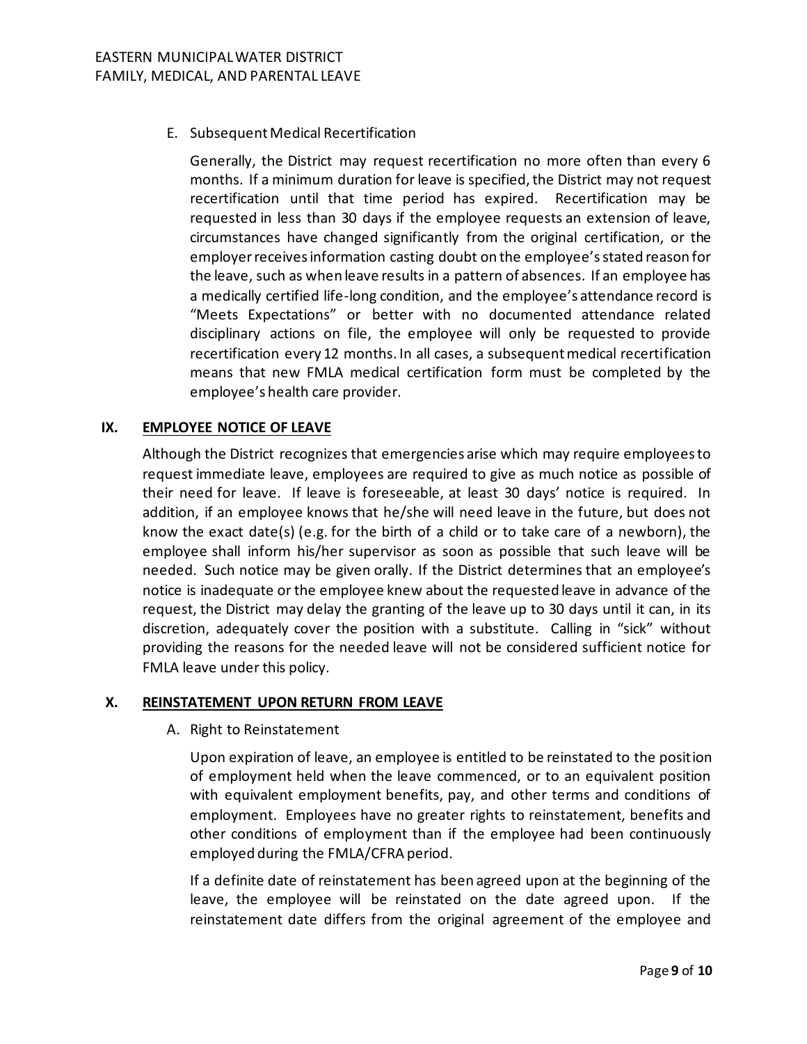E. Subsequent Medical Recertification

Generally, the District may request recertification no more often than every 6 months. If a minimum duration for leave is specified, the District may not request recertification until that time period has expired. Recertification may be requested in less than 30 days if the employee requests an extension of leave, circumstances have changed significantly from the original certification, or the employer receives information casting doubt on the employee's stated reason for the leave, such as when leave results in a pattern of absences. If an employee has a medically certified life-long condition, and the employee's attendance record is "Meets Expectations" or better with no documented attendance related disciplinary actions on file, the employee will only be requested to provide recertification every 12 months. In all cases, a subsequent medical recertification means that new FMLA medical certification form must be completed by the employee's health care provider.

## IX. EMPLOYEE NOTICE OF LEAVE

Although the District recognizes that emergencies arise which may require employees to request immediate leave, employees are required to give as much notice as possible of their need for leave. If leave is foreseeable, at least 30 days' notice is required. In addition, if an employee knows that he/she will need leave in the future, but does not know the exact date(s) (e.g. for the birth of a child or to take care of a newborn), the employee shall inform his/her supervisor as soon as possible that such leave will be needed. Such notice may be given orally. If the District determines that an employee's notice is inadequate or the employee knew about the requested leave in advance of the request, the District may delay the granting of the leave up to 30 days until it can, in its discretion, adequately cover the position with a substitute. Calling in "sick" without providing the reasons for the needed leave will not be considered sufficient notice for FMLA leave under this policy.

## X. REINSTATEMENT UPON RETURN FROM LEAVE

A. Right to Reinstatement

Upon expiration of leave, an employee is entitled to be reinstated to the position of employment held when the leave commenced, or to an equivalent position with equivalent employment benefits, pay, and other terms and conditions of employment. Employees have no greater rights to reinstatement, benefits and other conditions of employment than if the employee had been continuously employed during the FMLA/CFRA period.

If a definite date of reinstatement has been agreed upon at the beginning of the leave, the employee will be reinstated on the date agreed upon. If the reinstatement date differs from the original agreement of the employee and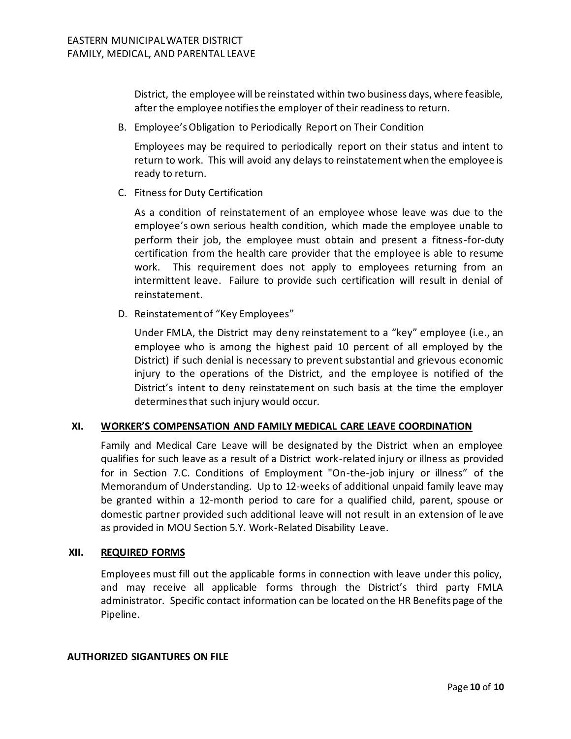District, the employee will be reinstated within two business days, where feasible, after the employee notifies the employer of their readiness to return.

B. Employee's Obligation to Periodically Report on Their Condition

Employees may be required to periodically report on their status and intent to return to work. This will avoid any delays to reinstatement when the employee is ready to return.

C. Fitness for Duty Certification

As a condition of reinstatement of an employee whose leave was due to the employee's own serious health condition, which made the employee unable to perform their job, the employee must obtain and present a fitness-for-duty certification from the health care provider that the employee is able to resume work. This requirement does not apply to employees returning from an intermittent leave. Failure to provide such certification will result in denial of reinstatement.

D. Reinstatement of "Key Employees"

Under FMLA, the District may deny reinstatement to a "key" employee (i.e., an employee who is among the highest paid 10 percent of all employed by the District) if such denial is necessary to prevent substantial and grievous economic injury to the operations of the District, and the employee is notified of the District's intent to deny reinstatement on such basis at the time the employer determines that such injury would occur.

## XI. WORKER'S COMPENSATION AND FAMILY MEDICAL CARE LEAVE COORDINATION

Family and Medical Care Leave will be designated by the District when an employee qualifies for such leave as a result of a District work-related injury or illness as provided for in Section 7.C. Conditions of Employment "On-the-job injury or illness" of the Memorandum of Understanding. Up to 12-weeks of additional unpaid family leave may be granted within a 12-month period to care for a qualified child, parent, spouse or domestic partner provided such additional leave will not result in an extension of leave as provided in MOU Section 5.Y. Work-Related Disability Leave.

## XII. REQUIRED FORMS

Employees must fill out the applicable forms in connection with leave under this policy, and may receive all applicable forms through the District's third party FMLA administrator. Specific contact information can be located on the HR Benefits page of the Pipeline.

**AUTHORIZED SIGANTURES ON FILE**